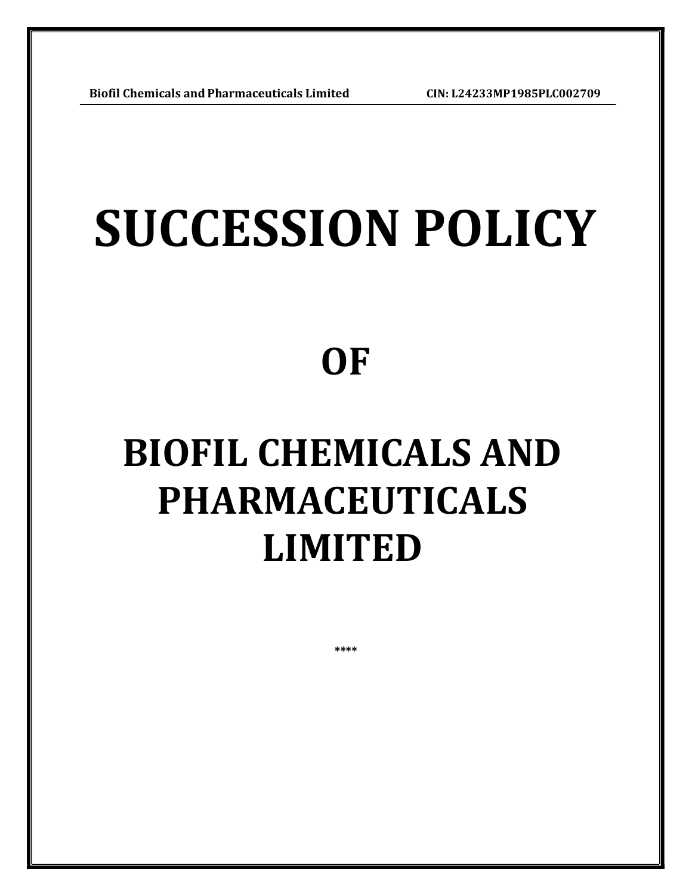# SUCCESSION POLICY

# OF

# BIOFIL CHEMICALS AND PHARMACEUTICALS LIMITED

****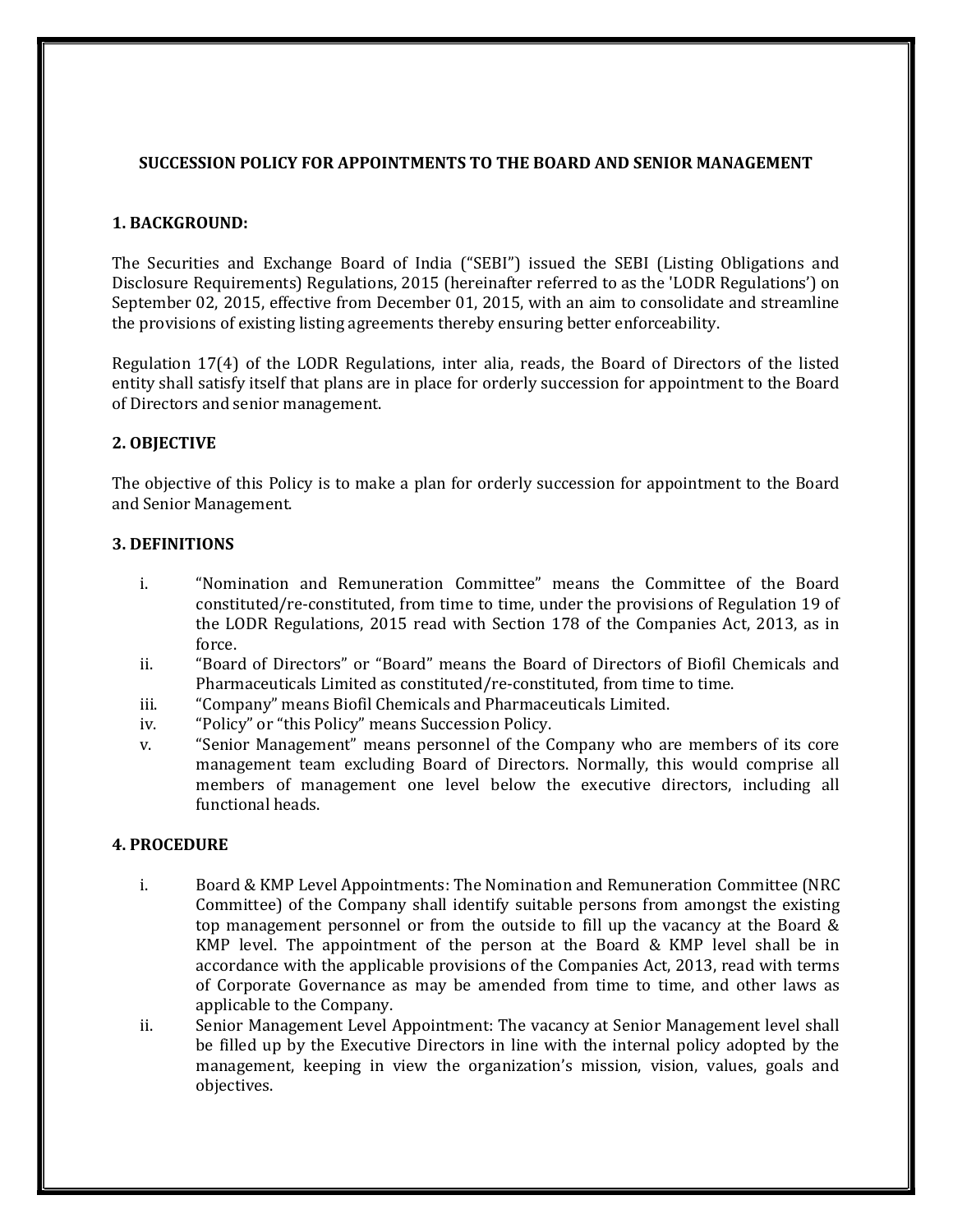## SUCCESSION POLICY FOR APPOINTMENTS TO THE BOARD AND SENIOR MANAGEMENT

### 1. BACKGROUND:

The Securities and Exchange Board of India ("SEBI") issued the SEBI (Listing Obligations and Disclosure Requirements) Regulations, 2015 (hereinafter referred to as the 'LODR Regulations') on September 02, 2015, effective from December 01, 2015, with an aim to consolidate and streamline the provisions of existing listing agreements thereby ensuring better enforceability.

Regulation 17(4) of the LODR Regulations, inter alia, reads, the Board of Directors of the listed entity shall satisfy itself that plans are in place for orderly succession for appointment to the Board of Directors and senior management.

### 2. OBJECTIVE

The objective of this Policy is to make a plan for orderly succession for appointment to the Board and Senior Management.

### 3. DEFINITIONS

i. "Nomination and Remuneration Committee" means the Committee of the Board constituted/re-constituted, from time to time, under the provisions of Regulation 19 of the LODR Regulations, 2015 read with Section 178 of the Companies Act, 2013, as in force.

ii. "Board of Directors" or "Board" means the Board of Directors of Biofil Chemicals and Pharmaceuticals Limited as constituted/re-constituted, from time to time.

iii. "Company" means Biofil Chemicals and Pharmaceuticals Limited.

iv. "Policy" or "this Policy" means Succession Policy.

v. "Senior Management" means personnel of the Company who are members of its core management team excluding Board of Directors. Normally, this would comprise all members of management one level below the executive directors, including all functional heads.

### 4. PROCEDURE

i. Board & KMP Level Appointments: The Nomination and Remuneration Committee (NRC Committee) of the Company shall identify suitable persons from amongst the existing top management personnel or from the outside to fill up the vacancy at the Board & KMP level. The appointment of the person at the Board & KMP level shall be in accordance with the applicable provisions of the Companies Act, 2013, read with terms of Corporate Governance as may be amended from time to time, and other laws as applicable to the Company.

ii. Senior Management Level Appointment: The vacancy at Senior Management level shall be filled up by the Executive Directors in line with the internal policy adopted by the management, keeping in view the organization's mission, vision, values, goals and objectives.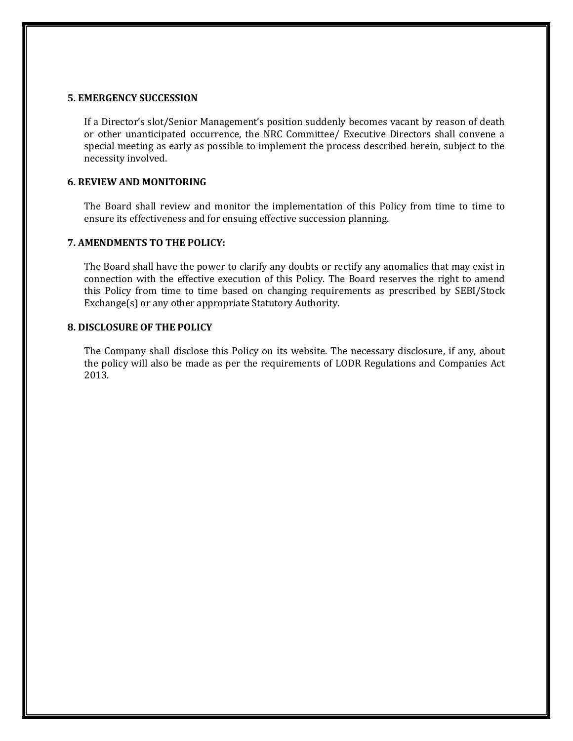## 5. EMERGENCY SUCCESSION

If a Director's slot/Senior Management's position suddenly becomes vacant by reason of death or other unanticipated occurrence, the NRC Committee/ Executive Directors shall convene a special meeting as early as possible to implement the process described herein, subject to the necessity involved.

## 6. REVIEW AND MONITORING

The Board shall review and monitor the implementation of this Policy from time to time to ensure its effectiveness and for ensuing effective succession planning.

## 7. AMENDMENTS TO THE POLICY:

The Board shall have the power to clarify any doubts or rectify any anomalies that may exist in connection with the effective execution of this Policy. The Board reserves the right to amend this Policy from time to time based on changing requirements as prescribed by SEBI/Stock Exchange(s) or any other appropriate Statutory Authority.

## 8. DISCLOSURE OF THE POLICY

The Company shall disclose this Policy on its website. The necessary disclosure, if any, about the policy will also be made as per the requirements of LODR Regulations and Companies Act 2013.